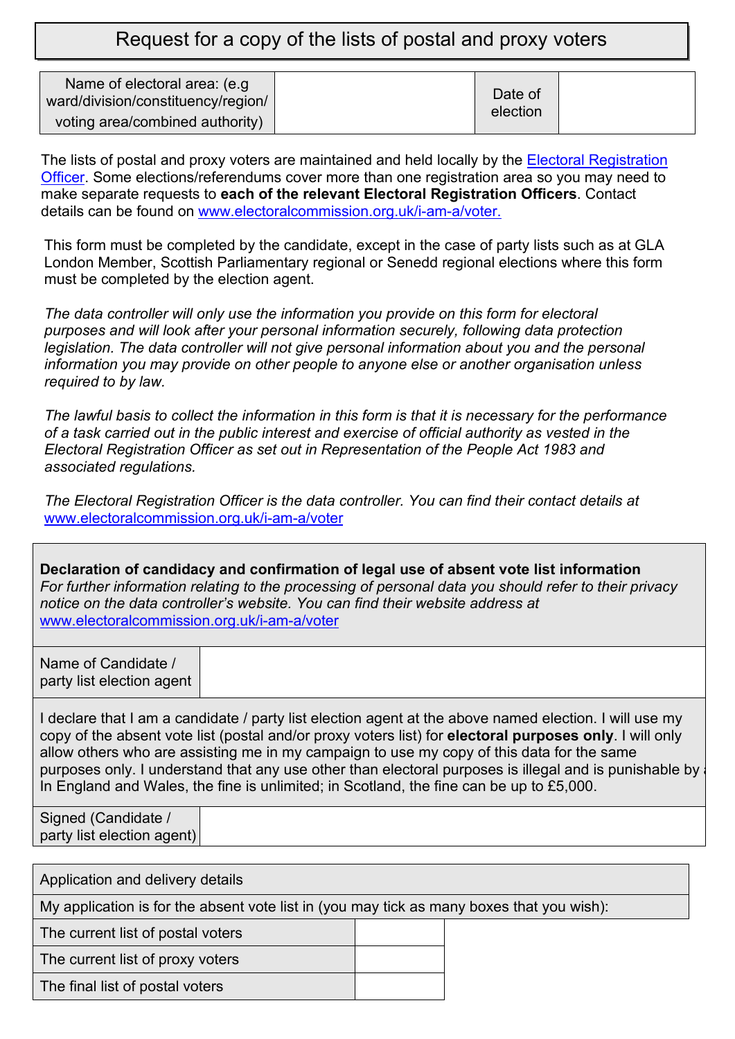# Request for a copy of the lists of postal and proxy voters

| Name of electoral area: (e.g ward/division/constituency/region/ voting area/combined authority) | | Date of election | |
|---|---|---|---|

The lists of postal and proxy voters are maintained and held locally by the [Electoral Registration Officer](). Some elections/referendums cover more than one registration area so you may need to make separate requests to **each of the relevant Electoral Registration Officers**. Contact details can be found on [www.electoralcommission.org.uk/i-am-a/voter.](www.electoralcommission.org.uk/i-am-a/voter)

This form must be completed by the candidate, except in the case of party lists such as at GLA London Member, Scottish Parliamentary regional or Senedd regional elections where this form must be completed by the election agent.

*The data controller will only use the information you provide on this form for electoral purposes and will look after your personal information securely, following data protection legislation. The data controller will not give personal information about you and the personal information you may provide on other people to anyone else or another organisation unless required to by law.*

*The lawful basis to collect the information in this form is that it is necessary for the performance of a task carried out in the public interest and exercise of official authority as vested in the Electoral Registration Officer as set out in Representation of the People Act 1983 and associated regulations.*

*The Electoral Registration Officer is the data controller. You can find their contact details at* [www.electoralcommission.org.uk/i-am-a/voter](www.electoralcommission.org.uk/i-am-a/voter)

**Declaration of candidacy and confirmation of legal use of absent vote list information**
*For further information relating to the processing of personal data you should refer to their privacy notice on the data controller's website. You can find their website address at* [www.electoralcommission.org.uk/i-am-a/voter](www.electoralcommission.org.uk/i-am-a/voter)

| Name of Candidate / party list election agent | |
|---|---|

I declare that I am a candidate / party list election agent at the above named election. I will use my copy of the absent vote list (postal and/or proxy voters list) for **electoral purposes only**. I will only allow others who are assisting me in my campaign to use my copy of this data for the same purposes only. I understand that any use other than electoral purposes is illegal and is punishable by a In England and Wales, the fine is unlimited; in Scotland, the fine can be up to £5,000.

| Signed (Candidate / party list election agent) | |
|---|---|

Application and delivery details

My application is for the absent vote list in (you may tick as many boxes that you wish):

| | |
|---|---|
| The current list of postal voters | |
| The current list of proxy voters | |
| The final list of postal voters | |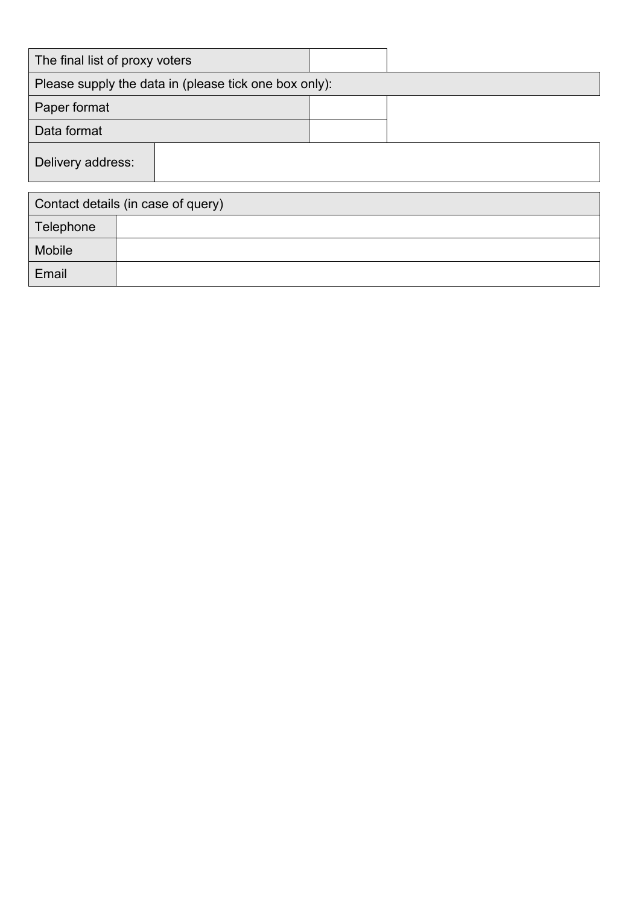| | |
|---|---|
| The final list of proxy voters | |
| Please supply the data in (please tick one box only): | |
| Paper format | |
| Data format | |
| Delivery address: | |

| Contact details (in case of query) | |
|---|---|
| Telephone | |
| Mobile | |
| Email | |